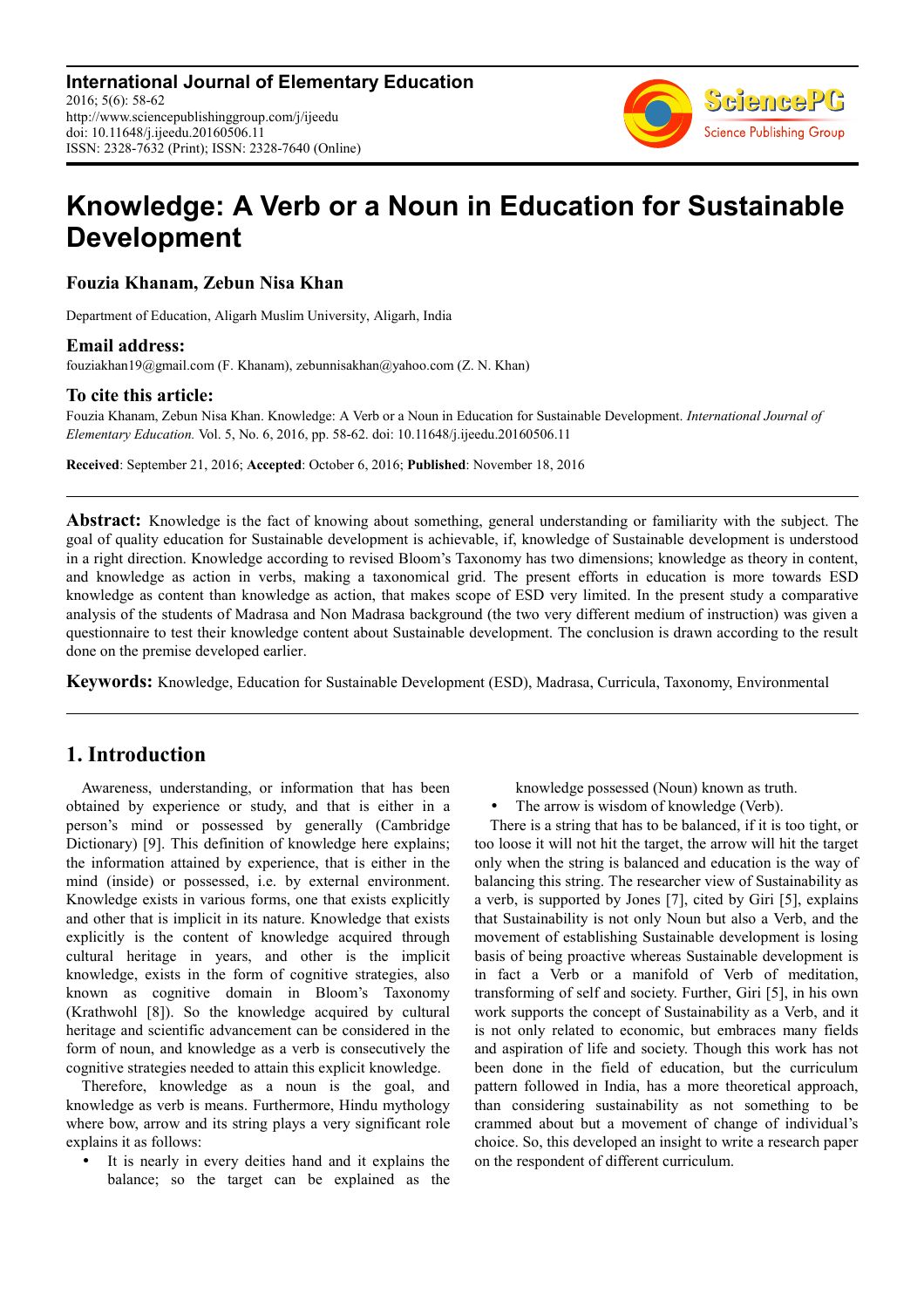International Journal of Elementary Education
2016; 5(6): 58-62
http://www.sciencepublishinggroup.com/j/ijeedu
doi: 10.11648/j.ijeedu.20160506.11
ISSN: 2328-7632 (Print); ISSN: 2328-7640 (Online)

# Knowledge: A Verb or a Noun in Education for Sustainable Development

**Fouzia Khanam, Zebun Nisa Khan**

Department of Education, Aligarh Muslim University, Aligarh, India

### Email address:

fouziakhan19@gmail.com (F. Khanam), zebunnisakhan@yahoo.com (Z. N. Khan)

### To cite this article:

Fouzia Khanam, Zebun Nisa Khan. Knowledge: A Verb or a Noun in Education for Sustainable Development. *International Journal of Elementary Education.* Vol. 5, No. 6, 2016, pp. 58-62. doi: 10.11648/j.ijeedu.20160506.11

**Received**: September 21, 2016; **Accepted**: October 6, 2016; **Published**: November 18, 2016

---

**Abstract:** Knowledge is the fact of knowing about something, general understanding or familiarity with the subject. The goal of quality education for Sustainable development is achievable, if, knowledge of Sustainable development is understood in a right direction. Knowledge according to revised Bloom's Taxonomy has two dimensions; knowledge as theory in content, and knowledge as action in verbs, making a taxonomical grid. The present efforts in education is more towards ESD knowledge as content than knowledge as action, that makes scope of ESD very limited. In the present study a comparative analysis of the students of Madrasa and Non Madrasa background (the two very different medium of instruction) was given a questionnaire to test their knowledge content about Sustainable development. The conclusion is drawn according to the result done on the premise developed earlier.

**Keywords:** Knowledge, Education for Sustainable Development (ESD), Madrasa, Curricula, Taxonomy, Environmental

---

## 1. Introduction

Awareness, understanding, or information that has been obtained by experience or study, and that is either in a person's mind or possessed by generally (Cambridge Dictionary) [9]. This definition of knowledge here explains; the information attained by experience, that is either in the mind (inside) or possessed, i.e. by external environment. Knowledge exists in various forms, one that exists explicitly and other that is implicit in its nature. Knowledge that exists explicitly is the content of knowledge acquired through cultural heritage in years, and other is the implicit knowledge, exists in the form of cognitive strategies, also known as cognitive domain in Bloom's Taxonomy (Krathwohl [8]). So the knowledge acquired by cultural heritage and scientific advancement can be considered in the form of noun, and knowledge as a verb is consecutively the cognitive strategies needed to attain this explicit knowledge.

Therefore, knowledge as a noun is the goal, and knowledge as verb is means. Furthermore, Hindu mythology where bow, arrow and its string plays a very significant role explains it as follows:

- It is nearly in every deities hand and it explains the balance; so the target can be explained as the knowledge possessed (Noun) known as truth.
- The arrow is wisdom of knowledge (Verb).

There is a string that has to be balanced, if it is too tight, or too loose it will not hit the target, the arrow will hit the target only when the string is balanced and education is the way of balancing this string. The researcher view of Sustainability as a verb, is supported by Jones [7], cited by Giri [5], explains that Sustainability is not only Noun but also a Verb, and the movement of establishing Sustainable development is losing basis of being proactive whereas Sustainable development is in fact a Verb or a manifold of Verb of meditation, transforming of self and society. Further, Giri [5], in his own work supports the concept of Sustainability as a Verb, and it is not only related to economic, but embraces many fields and aspiration of life and society. Though this work has not been done in the field of education, but the curriculum pattern followed in India, has a more theoretical approach, than considering sustainability as not something to be crammed about but a movement of change of individual's choice. So, this developed an insight to write a research paper on the respondent of different curriculum.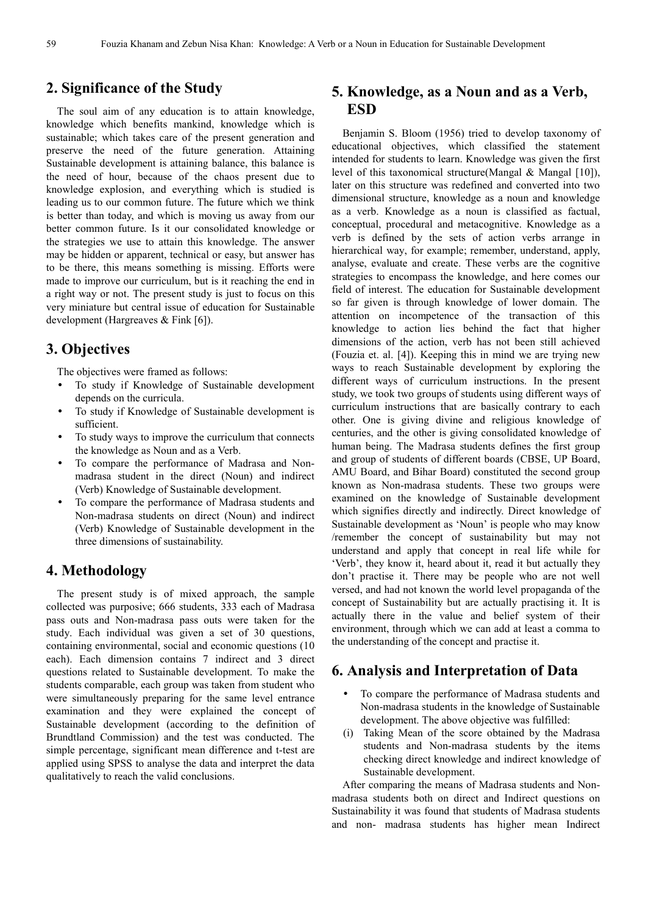## 2. Significance of the Study

The soul aim of any education is to attain knowledge, knowledge which benefits mankind, knowledge which is sustainable; which takes care of the present generation and preserve the need of the future generation. Attaining Sustainable development is attaining balance, this balance is the need of hour, because of the chaos present due to knowledge explosion, and everything which is studied is leading us to our common future. The future which we think is better than today, and which is moving us away from our better common future. Is it our consolidated knowledge or the strategies we use to attain this knowledge. The answer may be hidden or apparent, technical or easy, but answer has to be there, this means something is missing. Efforts were made to improve our curriculum, but is it reaching the end in a right way or not. The present study is just to focus on this very miniature but central issue of education for Sustainable development (Hargreaves & Fink [6]).

## 3. Objectives

The objectives were framed as follows:

- To study if Knowledge of Sustainable development depends on the curricula.
- To study if Knowledge of Sustainable development is sufficient.
- To study ways to improve the curriculum that connects the knowledge as Noun and as a Verb.
- To compare the performance of Madrasa and Non-madrasa student in the direct (Noun) and indirect (Verb) Knowledge of Sustainable development.
- To compare the performance of Madrasa students and Non-madrasa students on direct (Noun) and indirect (Verb) Knowledge of Sustainable development in the three dimensions of sustainability.

## 4. Methodology

The present study is of mixed approach, the sample collected was purposive; 666 students, 333 each of Madrasa pass outs and Non-madrasa pass outs were taken for the study. Each individual was given a set of 30 questions, containing environmental, social and economic questions (10 each). Each dimension contains 7 indirect and 3 direct questions related to Sustainable development. To make the students comparable, each group was taken from student who were simultaneously preparing for the same level entrance examination and they were explained the concept of Sustainable development (according to the definition of Brundtland Commission) and the test was conducted. The simple percentage, significant mean difference and t-test are applied using SPSS to analyse the data and interpret the data qualitatively to reach the valid conclusions.

## 5. Knowledge, as a Noun and as a Verb, ESD

Benjamin S. Bloom (1956) tried to develop taxonomy of educational objectives, which classified the statement intended for students to learn. Knowledge was given the first level of this taxonomical structure(Mangal & Mangal [10]), later on this structure was redefined and converted into two dimensional structure, knowledge as a noun and knowledge as a verb. Knowledge as a noun is classified as factual, conceptual, procedural and metacognitive. Knowledge as a verb is defined by the sets of action verbs arrange in hierarchical way, for example; remember, understand, apply, analyse, evaluate and create. These verbs are the cognitive strategies to encompass the knowledge, and here comes our field of interest. The education for Sustainable development so far given is through knowledge of lower domain. The attention on incompetence of the transaction of this knowledge to action lies behind the fact that higher dimensions of the action, verb has not been still achieved (Fouzia et. al. [4]). Keeping this in mind we are trying new ways to reach Sustainable development by exploring the different ways of curriculum instructions. In the present study, we took two groups of students using different ways of curriculum instructions that are basically contrary to each other. One is giving divine and religious knowledge of centuries, and the other is giving consolidated knowledge of human being. The Madrasa students defines the first group and group of students of different boards (CBSE, UP Board, AMU Board, and Bihar Board) constituted the second group known as Non-madrasa students. These two groups were examined on the knowledge of Sustainable development which signifies directly and indirectly. Direct knowledge of Sustainable development as 'Noun' is people who may know /remember the concept of sustainability but may not understand and apply that concept in real life while for 'Verb', they know it, heard about it, read it but actually they don't practise it. There may be people who are not well versed, and had not known the world level propaganda of the concept of Sustainability but are actually practising it. It is actually there in the value and belief system of their environment, through which we can add at least a comma to the understanding of the concept and practise it.

## 6. Analysis and Interpretation of Data

- To compare the performance of Madrasa students and Non-madrasa students in the knowledge of Sustainable development. The above objective was fulfilled:

(i) Taking Mean of the score obtained by the Madrasa students and Non-madrasa students by the items checking direct knowledge and indirect knowledge of Sustainable development.

After comparing the means of Madrasa students and Non-madrasa students both on direct and Indirect questions on Sustainability it was found that students of Madrasa students and non- madrasa students has higher mean Indirect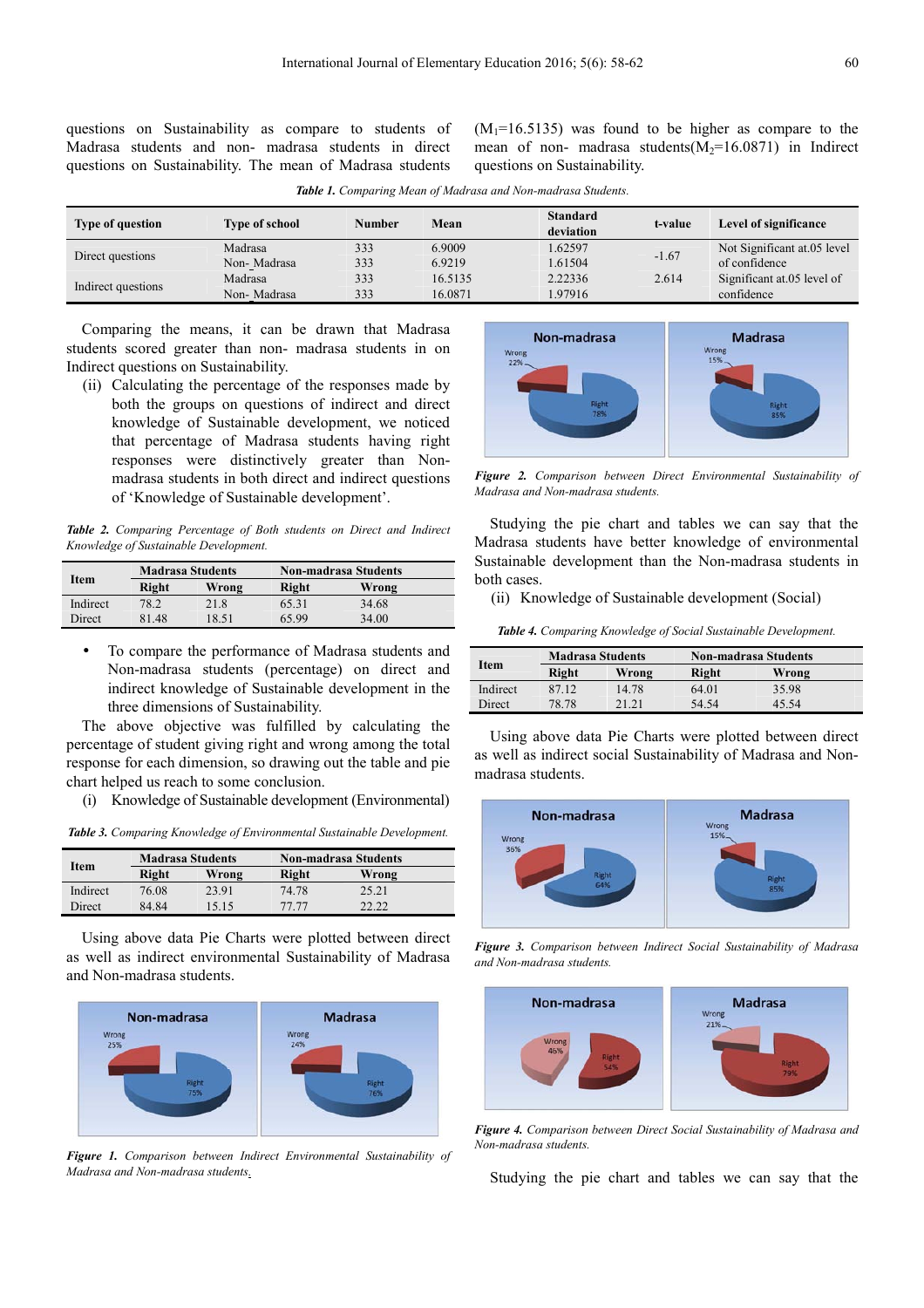questions on Sustainability as compare to students of Madrasa students and non- madrasa students in direct questions on Sustainability. The mean of Madrasa students ($M_1$=16.5135) was found to be higher as compare to the mean of non- madrasa students($M_2$=16.0871) in Indirect questions on Sustainability.

***Table 1.*** *Comparing Mean of Madrasa and Non-madrasa Students.*

| Type of question | Type of school | Number | Mean | Standard deviation | t-value | Level of significance |
|---|---|---|---|---|---|---|
| Direct questions | Madrasa | 333 | 6.9009 | 1.62597 | -1.67 | Not Significant at.05 level of confidence |
| | Non-_Madrasa | 333 | 6.9219 | 1.61504 | | |
| Indirect questions | Madrasa | 333 | 16.5135 | 2.22336 | 2.614 | Significant at.05 level of confidence |
| | Non-_Madrasa | 333 | 16.0871 | 1.97916 | | |

Comparing the means, it can be drawn that Madrasa students scored greater than non- madrasa students in on Indirect questions on Sustainability.

(ii) Calculating the percentage of the responses made by both the groups on questions of indirect and direct knowledge of Sustainable development, we noticed that percentage of Madrasa students having right responses were distinctively greater than Non-madrasa students in both direct and indirect questions of 'Knowledge of Sustainable development'.

***Table 2.*** *Comparing Percentage of Both students on Direct and Indirect Knowledge of Sustainable Development.*

| Item | Madrasa Students | | Non-madrasa Students | |
|---|---|---|---|---|
| | Right | Wrong | Right | Wrong |
| Indirect | 78.2 | 21.8 | 65.31 | 34.68 |
| Direct | 81.48 | 18.51 | 65.99 | 34.00 |

- To compare the performance of Madrasa students and Non-madrasa students (percentage) on direct and indirect knowledge of Sustainable development in the three dimensions of Sustainability.

The above objective was fulfilled by calculating the percentage of student giving right and wrong among the total response for each dimension, so drawing out the table and pie chart helped us reach to some conclusion.

(i) Knowledge of Sustainable development (Environmental)

***Table 3.*** *Comparing Knowledge of Environmental Sustainable Development.*

| Item | Madrasa Students | | Non-madrasa Students | |
|---|---|---|---|---|
| | Right | Wrong | Right | Wrong |
| Indirect | 76.08 | 23.91 | 74.78 | 25.21 |
| Direct | 84.84 | 15.15 | 77.77 | 22.22 |

Using above data Pie Charts were plotted between direct as well as indirect environmental Sustainability of Madrasa and Non-madrasa students.

***Figure 1.*** *Comparison between Indirect Environmental Sustainability of Madrasa and Non-madrasa students.*

***Figure 2.*** *Comparison between Direct Environmental Sustainability of Madrasa and Non-madrasa students.*

Studying the pie chart and tables we can say that the Madrasa students have better knowledge of environmental Sustainable development than the Non-madrasa students in both cases.

(ii) Knowledge of Sustainable development (Social)

***Table 4.*** *Comparing Knowledge of Social Sustainable Development.*

| Item | Madrasa Students | | Non-madrasa Students | |
|---|---|---|---|---|
| | Right | Wrong | Right | Wrong |
| Indirect | 87.12 | 14.78 | 64.01 | 35.98 |
| Direct | 78.78 | 21.21 | 54.54 | 45.54 |

Using above data Pie Charts were plotted between direct as well as indirect social Sustainability of Madrasa and Non-madrasa students.

***Figure 3.*** *Comparison between Indirect Social Sustainability of Madrasa and Non-madrasa students.*

***Figure 4.*** *Comparison between Direct Social Sustainability of Madrasa and Non-madrasa students.*

Studying the pie chart and tables we can say that the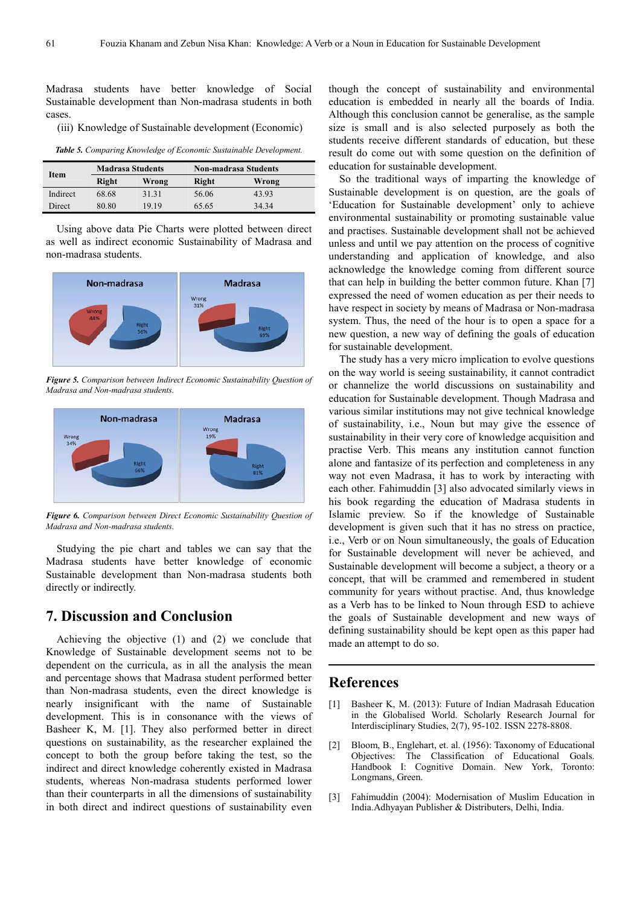Madrasa students have better knowledge of Social Sustainable development than Non-madrasa students in both cases.

(iii) Knowledge of Sustainable development (Economic)

***Table 5.*** *Comparing Knowledge of Economic Sustainable Development.*

| Item | Madrasa Students | | Non-madrasa Students | |
|---|---|---|---|---|
| | Right | Wrong | Right | Wrong |
| Indirect | 68.68 | 31.31 | 56.06 | 43.93 |
| Direct | 80.80 | 19.19 | 65.65 | 34.34 |

Using above data Pie Charts were plotted between direct as well as indirect economic Sustainability of Madrasa and non-madrasa students.

***Figure 5.*** *Comparison between Indirect Economic Sustainability Question of Madrasa and Non-madrasa students.*

***Figure 6.*** *Comparison between Direct Economic Sustainability Question of Madrasa and Non-madrasa students.*

Studying the pie chart and tables we can say that the Madrasa students have better knowledge of economic Sustainable development than Non-madrasa students both directly or indirectly.

## 7. Discussion and Conclusion

Achieving the objective (1) and (2) we conclude that Knowledge of Sustainable development seems not to be dependent on the curricula, as in all the analysis the mean and percentage shows that Madrasa student performed better than Non-madrasa students, even the direct knowledge is nearly insignificant with the name of Sustainable development. This is in consonance with the views of Basheer K, M. [1]. They also performed better in direct questions on sustainability, as the researcher explained the concept to both the group before taking the test, so the indirect and direct knowledge coherently existed in Madrasa students, whereas Non-madrasa students performed lower than their counterparts in all the dimensions of sustainability in both direct and indirect questions of sustainability even though the concept of sustainability and environmental education is embedded in nearly all the boards of India. Although this conclusion cannot be generalise, as the sample size is small and is also selected purposely as both the students receive different standards of education, but these result do come out with some question on the definition of education for sustainable development.

So the traditional ways of imparting the knowledge of Sustainable development is on question, are the goals of 'Education for Sustainable development' only to achieve environmental sustainability or promoting sustainable value and practises. Sustainable development shall not be achieved unless and until we pay attention on the process of cognitive understanding and application of knowledge, and also acknowledge the knowledge coming from different source that can help in building the better common future. Khan [7] expressed the need of women education as per their needs to have respect in society by means of Madrasa or Non-madrasa system. Thus, the need of the hour is to open a space for a new question, a new way of defining the goals of education for sustainable development.

The study has a very micro implication to evolve questions on the way world is seeing sustainability, it cannot contradict or channelize the world discussions on sustainability and education for Sustainable development. Though Madrasa and various similar institutions may not give technical knowledge of sustainability, i.e., Noun but may give the essence of sustainability in their very core of knowledge acquisition and practise Verb. This means any institution cannot function alone and fantasize of its perfection and completeness in any way not even Madrasa, it has to work by interacting with each other. Fahimuddin [3] also advocated similarly views in his book regarding the education of Madrasa students in Islamic preview. So if the knowledge of Sustainable development is given such that it has no stress on practice, i.e., Verb or on Noun simultaneously, the goals of Education for Sustainable development will never be achieved, and Sustainable development will become a subject, a theory or a concept, that will be crammed and remembered in student community for years without practise. And, thus knowledge as a Verb has to be linked to Noun through ESD to achieve the goals of Sustainable development and new ways of defining sustainability should be kept open as this paper had made an attempt to do so.

## References

[1] Basheer K, M. (2013): Future of Indian Madrasah Education in the Globalised World. Scholarly Research Journal for Interdisciplinary Studies, 2(7), 95-102. ISSN 2278-8808.

[2] Bloom, B., Englehart, et. al. (1956): Taxonomy of Educational Objectives: The Classification of Educational Goals. Handbook I: Cognitive Domain. New York, Toronto: Longmans, Green.

[3] Fahimuddin (2004): Modernisation of Muslim Education in India.Adhyayan Publisher & Distributers, Delhi, India.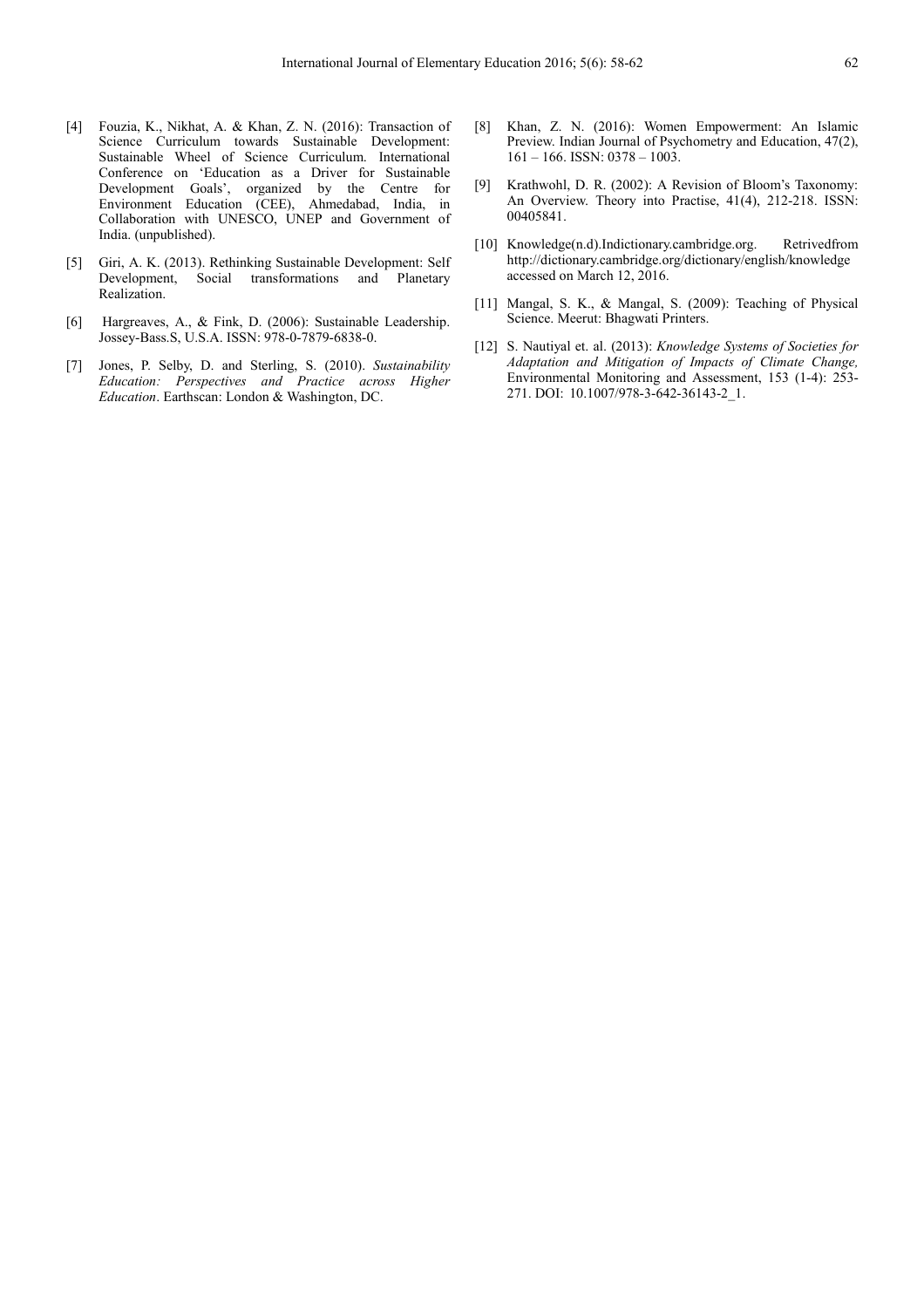[4] Fouzia, K., Nikhat, A. & Khan, Z. N. (2016): Transaction of Science Curriculum towards Sustainable Development: Sustainable Wheel of Science Curriculum. International Conference on 'Education as a Driver for Sustainable Development Goals', organized by the Centre for Environment Education (CEE), Ahmedabad, India, in Collaboration with UNESCO, UNEP and Government of India. (unpublished).

[5] Giri, A. K. (2013). Rethinking Sustainable Development: Self Development, Social transformations and Planetary Realization.

[6] Hargreaves, A., & Fink, D. (2006): Sustainable Leadership. Jossey-Bass.S, U.S.A. ISSN: 978-0-7879-6838-0.

[7] Jones, P. Selby, D. and Sterling, S. (2010). *Sustainability Education: Perspectives and Practice across Higher Education*. Earthscan: London & Washington, DC.

[8] Khan, Z. N. (2016): Women Empowerment: An Islamic Preview. Indian Journal of Psychometry and Education, 47(2), 161 – 166. ISSN: 0378 – 1003.

[9] Krathwohl, D. R. (2002): A Revision of Bloom's Taxonomy: An Overview. Theory into Practise, 41(4), 212-218. ISSN: 00405841.

[10] Knowledge(n.d).Indictionary.cambridge.org. Retrivedfrom http://dictionary.cambridge.org/dictionary/english/knowledge accessed on March 12, 2016.

[11] Mangal, S. K., & Mangal, S. (2009): Teaching of Physical Science. Meerut: Bhagwati Printers.

[12] S. Nautiyal et. al. (2013): *Knowledge Systems of Societies for Adaptation and Mitigation of Impacts of Climate Change,* Environmental Monitoring and Assessment, 153 (1-4): 253-271. DOI: 10.1007/978-3-642-36143-2_1.